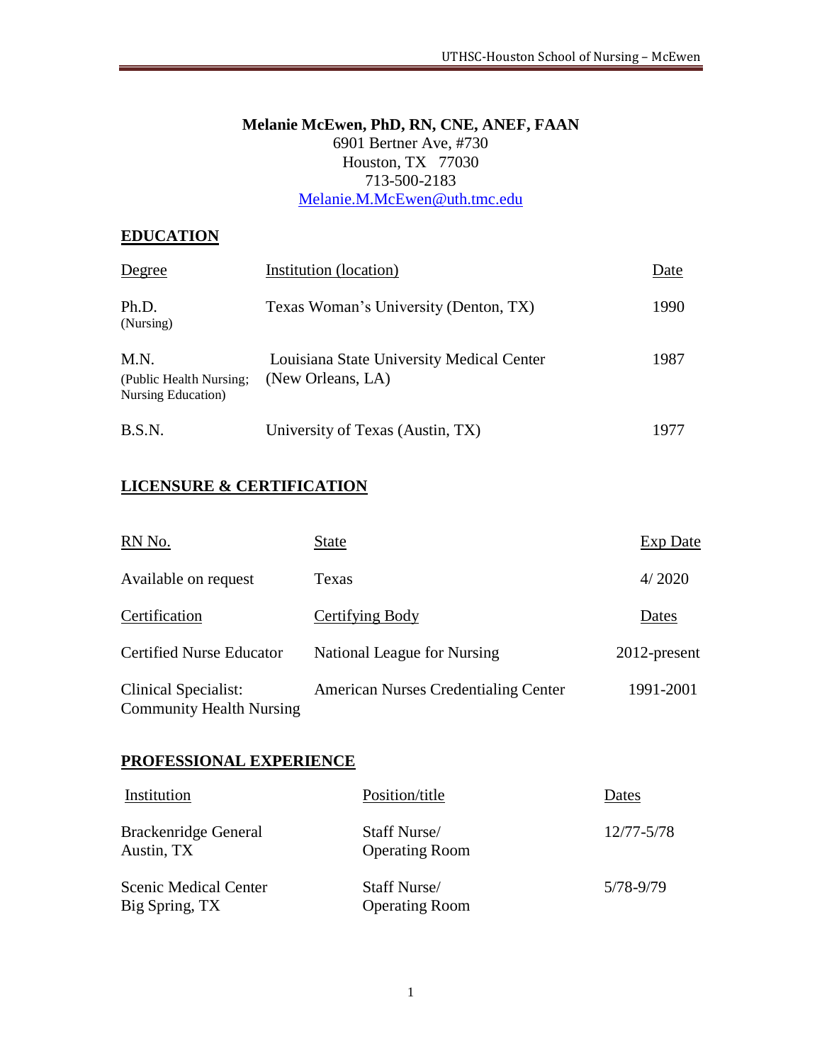**Melanie McEwen, PhD, RN, CNE, ANEF, FAAN**
6901 Bertner Ave, #730
Houston, TX 77030
713-500-2183
Melanie.M.McEwen@uth.tmc.edu

## EDUCATION

| Degree | Institution (location) | Date |
|---|---|---|
| Ph.D. (Nursing) | Texas Woman's University (Denton, TX) | 1990 |
| M.N. (Public Health Nursing; Nursing Education) | Louisiana State University Medical Center (New Orleans, LA) | 1987 |
| B.S.N. | University of Texas (Austin, TX) | 1977 |

## LICENSURE & CERTIFICATION

| RN No. | State | Exp Date |
|---|---|---|
| Available on request | Texas | 4/ 2020 |

| Certification | Certifying Body | Dates |
|---|---|---|
| Certified Nurse Educator | National League for Nursing | 2012-present |
| Clinical Specialist: Community Health Nursing | American Nurses Credentialing Center | 1991-2001 |

## PROFESSIONAL EXPERIENCE

| Institution | Position/title | Dates |
|---|---|---|
| Brackenridge General Austin, TX | Staff Nurse/ Operating Room | 12/77-5/78 |
| Scenic Medical Center Big Spring, TX | Staff Nurse/ Operating Room | 5/78-9/79 |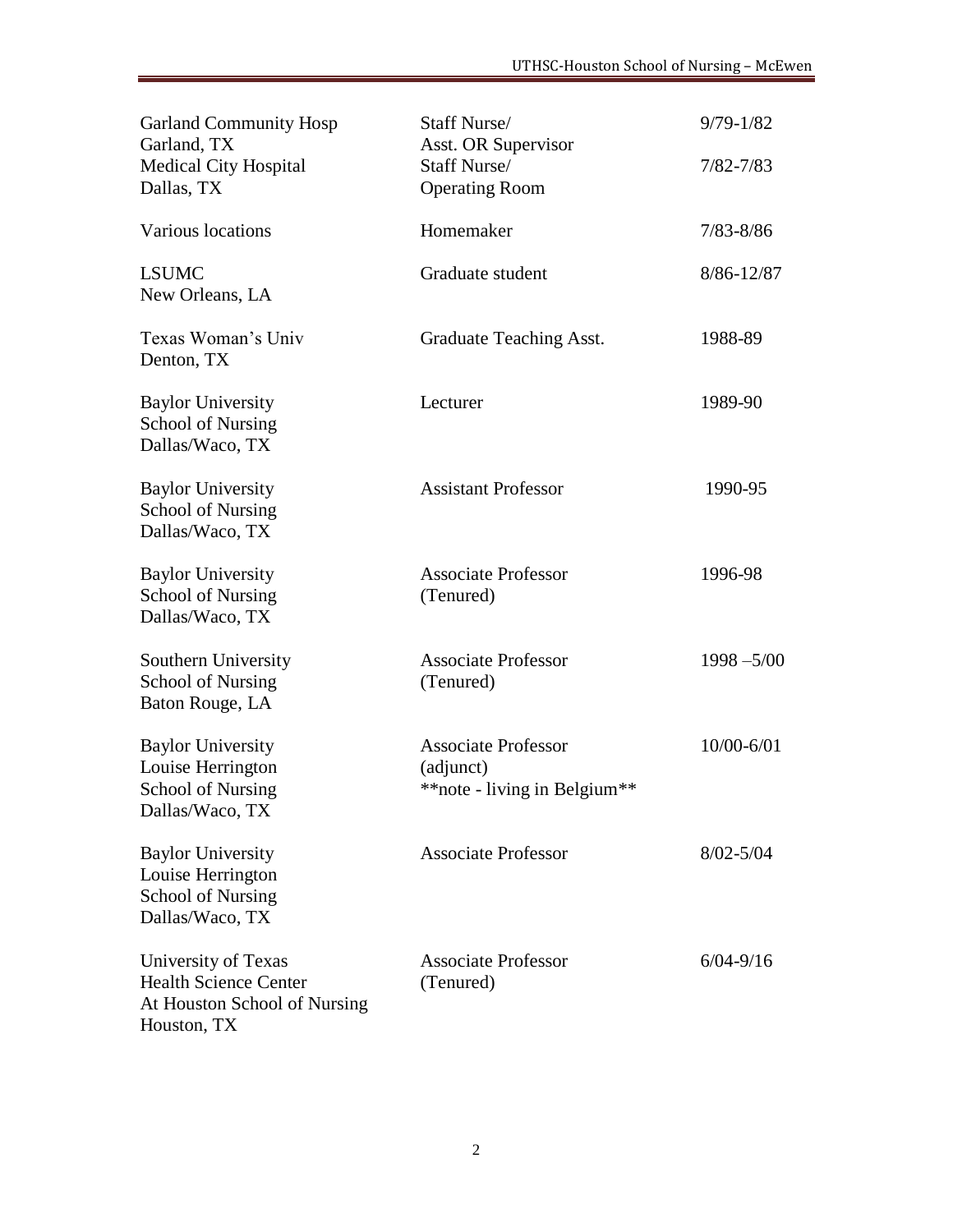| | | |
|---|---|---|
| Garland Community Hosp<br>Garland, TX | Staff Nurse/<br>Asst. OR Supervisor | 9/79-1/82 |
| Medical City Hospital<br>Dallas, TX | Staff Nurse/<br>Operating Room | 7/82-7/83 |
| Various locations | Homemaker | 7/83-8/86 |
| LSUMC<br>New Orleans, LA | Graduate student | 8/86-12/87 |
| Texas Woman's Univ<br>Denton, TX | Graduate Teaching Asst. | 1988-89 |
| Baylor University<br>School of Nursing<br>Dallas/Waco, TX | Lecturer | 1989-90 |
| Baylor University<br>School of Nursing<br>Dallas/Waco, TX | Assistant Professor | 1990-95 |
| Baylor University<br>School of Nursing<br>Dallas/Waco, TX | Associate Professor<br>(Tenured) | 1996-98 |
| Southern University<br>School of Nursing<br>Baton Rouge, LA | Associate Professor<br>(Tenured) | 1998 –5/00 |
| Baylor University<br>Louise Herrington<br>School of Nursing<br>Dallas/Waco, TX | Associate Professor<br>(adjunct)<br>**note - living in Belgium** | 10/00-6/01 |
| Baylor University<br>Louise Herrington<br>School of Nursing<br>Dallas/Waco, TX | Associate Professor | 8/02-5/04 |
| University of Texas<br>Health Science Center<br>At Houston School of Nursing<br>Houston, TX | Associate Professor<br>(Tenured) | 6/04-9/16 |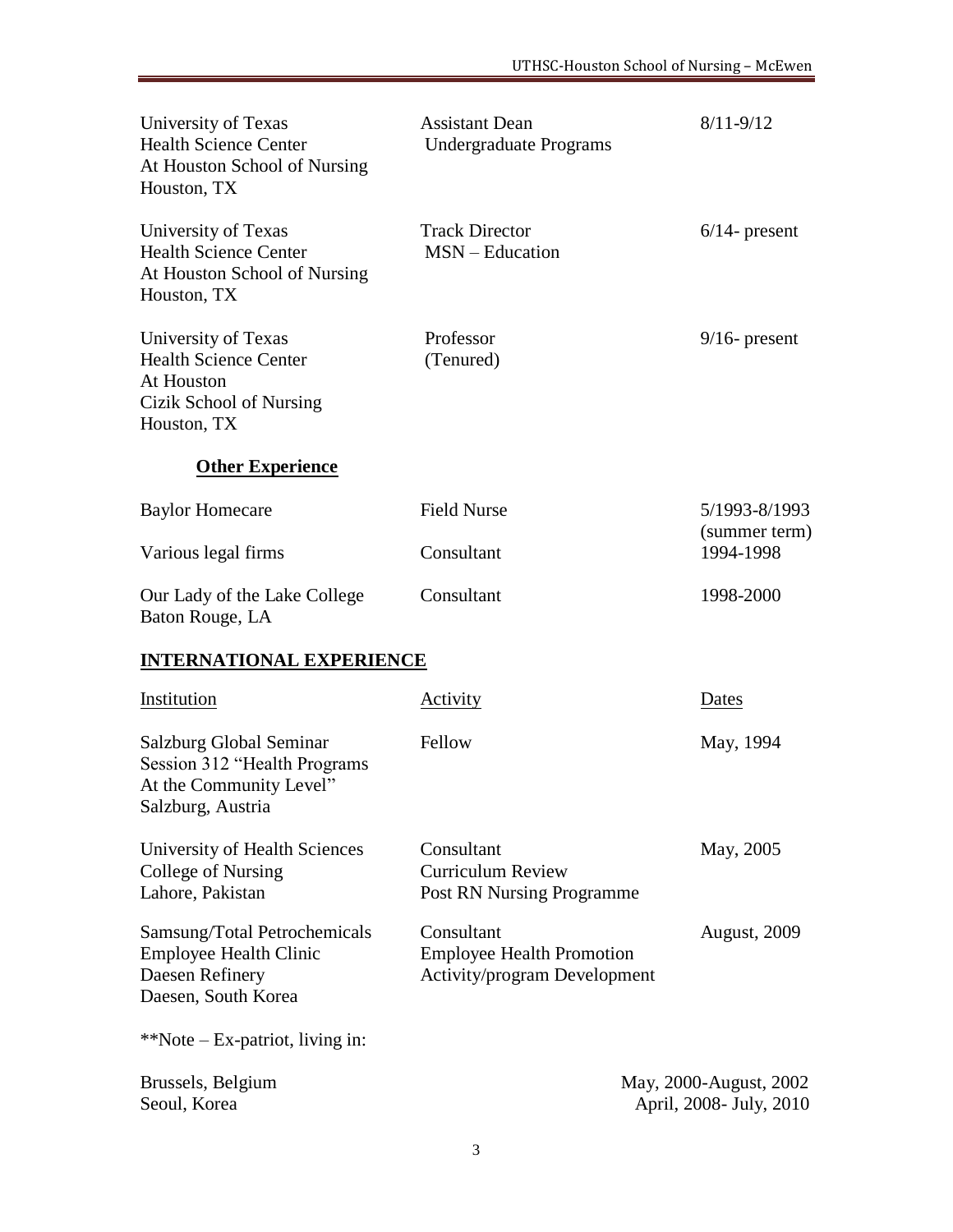| | | |
|---|---|---|
| University of Texas<br>Health Science Center<br>At Houston School of Nursing<br>Houston, TX | Assistant Dean<br>Undergraduate Programs | 8/11-9/12 |
| University of Texas<br>Health Science Center<br>At Houston School of Nursing<br>Houston, TX | Track Director<br>MSN – Education | 6/14- present |
| University of Texas<br>Health Science Center<br>At Houston<br>Cizik School of Nursing<br>Houston, TX | Professor<br>(Tenured) | 9/16- present |

**Other Experience**

| | | |
|---|---|---|
| Baylor Homecare | Field Nurse | 5/1993-8/1993<br>(summer term) |
| Various legal firms | Consultant | 1994-1998 |
| Our Lady of the Lake College<br>Baton Rouge, LA | Consultant | 1998-2000 |

## INTERNATIONAL EXPERIENCE

| Institution | Activity | Dates |
|---|---|---|
| Salzburg Global Seminar<br>Session 312 "Health Programs<br>At the Community Level"<br>Salzburg, Austria | Fellow | May, 1994 |
| University of Health Sciences<br>College of Nursing<br>Lahore, Pakistan | Consultant<br>Curriculum Review<br>Post RN Nursing Programme | May, 2005 |
| Samsung/Total Petrochemicals<br>Employee Health Clinic<br>Daesen Refinery<br>Daesen, South Korea | Consultant<br>Employee Health Promotion<br>Activity/program Development | August, 2009 |

**Note – Ex-patriot, living in:

| | |
|---|---|
| Brussels, Belgium | May, 2000-August, 2002 |
| Seoul, Korea | April, 2008- July, 2010 |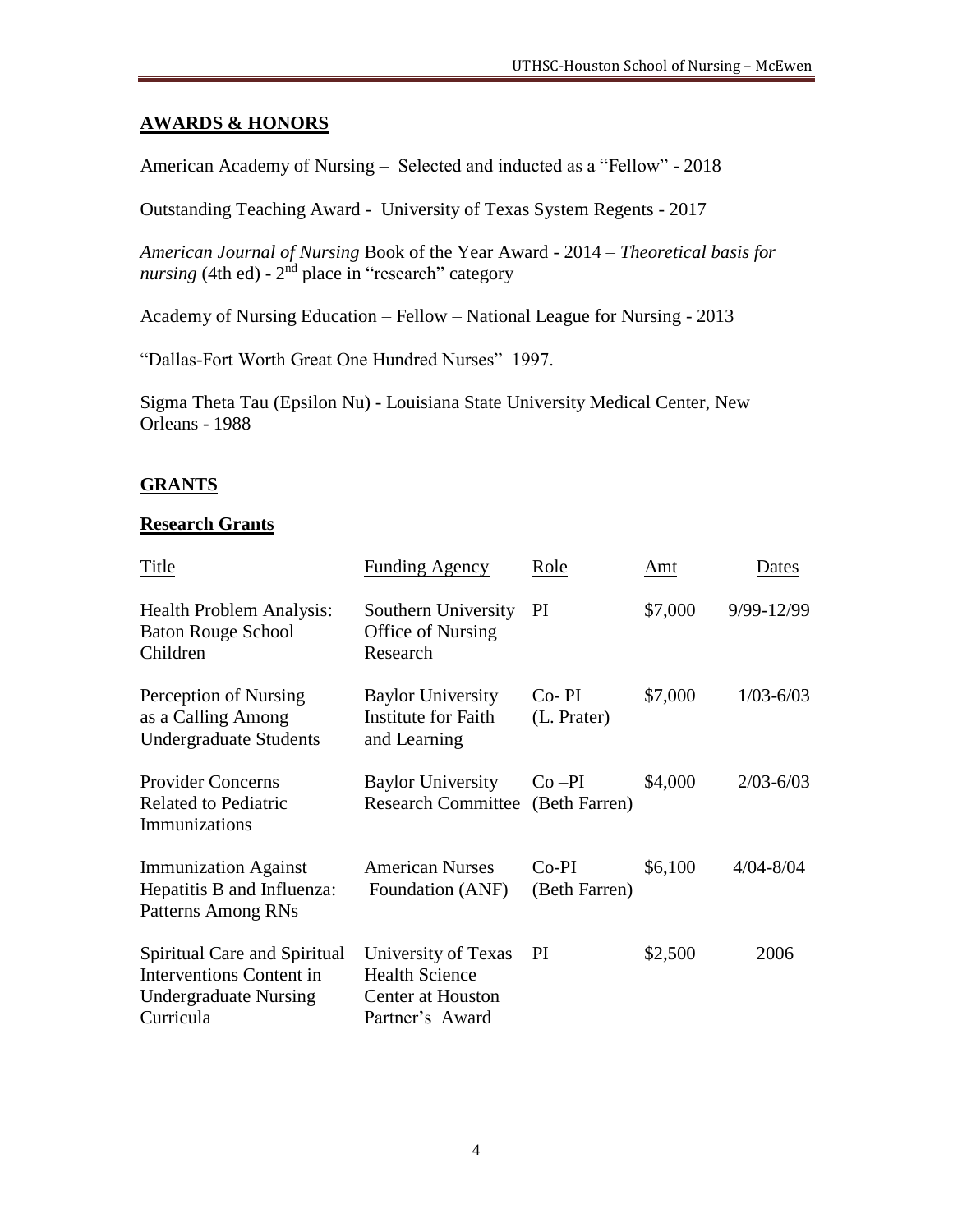## AWARDS & HONORS

American Academy of Nursing – Selected and inducted as a "Fellow" - 2018

Outstanding Teaching Award - University of Texas System Regents - 2017

*American Journal of Nursing* Book of the Year Award - 2014 – *Theoretical basis for nursing* (4th ed) - 2nd place in "research" category

Academy of Nursing Education – Fellow – National League for Nursing - 2013

"Dallas-Fort Worth Great One Hundred Nurses" 1997.

Sigma Theta Tau (Epsilon Nu) - Louisiana State University Medical Center, New Orleans - 1988

## GRANTS

### Research Grants

| Title | Funding Agency | Role | Amt | Dates |
|---|---|---|---|---|
| Health Problem Analysis: Baton Rouge School Children | Southern University Office of Nursing Research | PI | $7,000 | 9/99-12/99 |
| Perception of Nursing as a Calling Among Undergraduate Students | Baylor University Institute for Faith and Learning | Co- PI (L. Prater) | $7,000 | 1/03-6/03 |
| Provider Concerns Related to Pediatric Immunizations | Baylor University Research Committee | Co –PI (Beth Farren) | $4,000 | 2/03-6/03 |
| Immunization Against Hepatitis B and Influenza: Patterns Among RNs | American Nurses Foundation (ANF) | Co-PI (Beth Farren) | $6,100 | 4/04-8/04 |
| Spiritual Care and Spiritual Interventions Content in Undergraduate Nursing Curricula | University of Texas Health Science Center at Houston Partner's Award | PI | $2,500 | 2006 |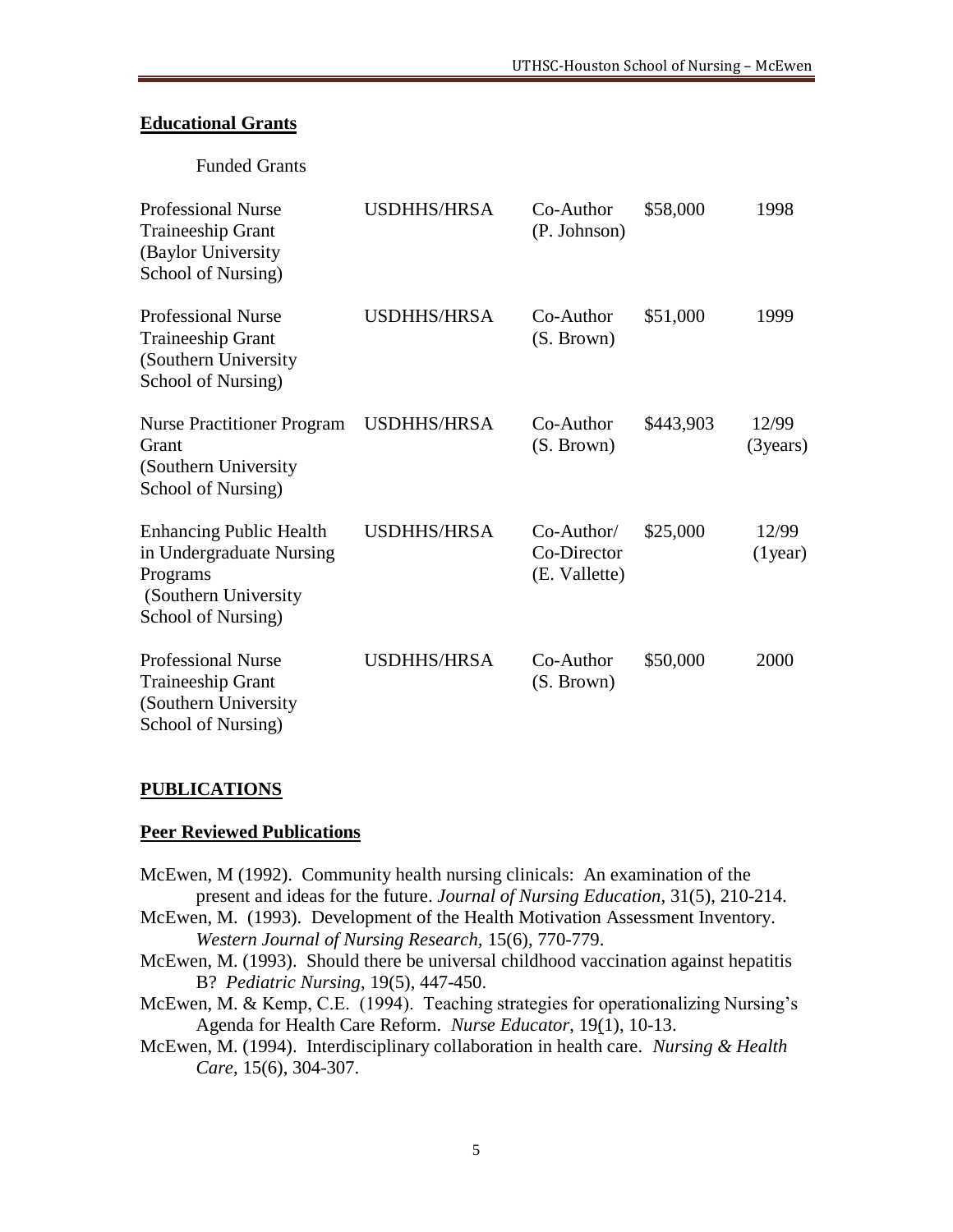## Educational Grants

Funded Grants

| | | | | |
|---|---|---|---|---|
| Professional Nurse Traineeship Grant (Baylor University School of Nursing) | USDHHS/HRSA | Co-Author (P. Johnson) | $58,000 | 1998 |
| Professional Nurse Traineeship Grant (Southern University School of Nursing) | USDHHS/HRSA | Co-Author (S. Brown) | $51,000 | 1999 |
| Nurse Practitioner Program Grant (Southern University School of Nursing) | USDHHS/HRSA | Co-Author (S. Brown) | $443,903 | 12/99 (3years) |
| Enhancing Public Health in Undergraduate Nursing Programs (Southern University School of Nursing) | USDHHS/HRSA | Co-Author/ Co-Director (E. Vallette) | $25,000 | 12/99 (1year) |
| Professional Nurse Traineeship Grant (Southern University School of Nursing) | USDHHS/HRSA | Co-Author (S. Brown) | $50,000 | 2000 |

## PUBLICATIONS

### Peer Reviewed Publications

McEwen, M (1992). Community health nursing clinicals: An examination of the present and ideas for the future. *Journal of Nursing Education,* 31(5), 210-214.

McEwen, M. (1993). Development of the Health Motivation Assessment Inventory. *Western Journal of Nursing Research*, 15(6), 770-779.

McEwen, M. (1993). Should there be universal childhood vaccination against hepatitis B? *Pediatric Nursing*, 19(5), 447-450.

McEwen, M. & Kemp, C.E. (1994). Teaching strategies for operationalizing Nursing's Agenda for Health Care Reform. *Nurse Educator*, 19(1), 10-13.

McEwen, M. (1994). Interdisciplinary collaboration in health care. *Nursing & Health Care*, 15(6), 304-307.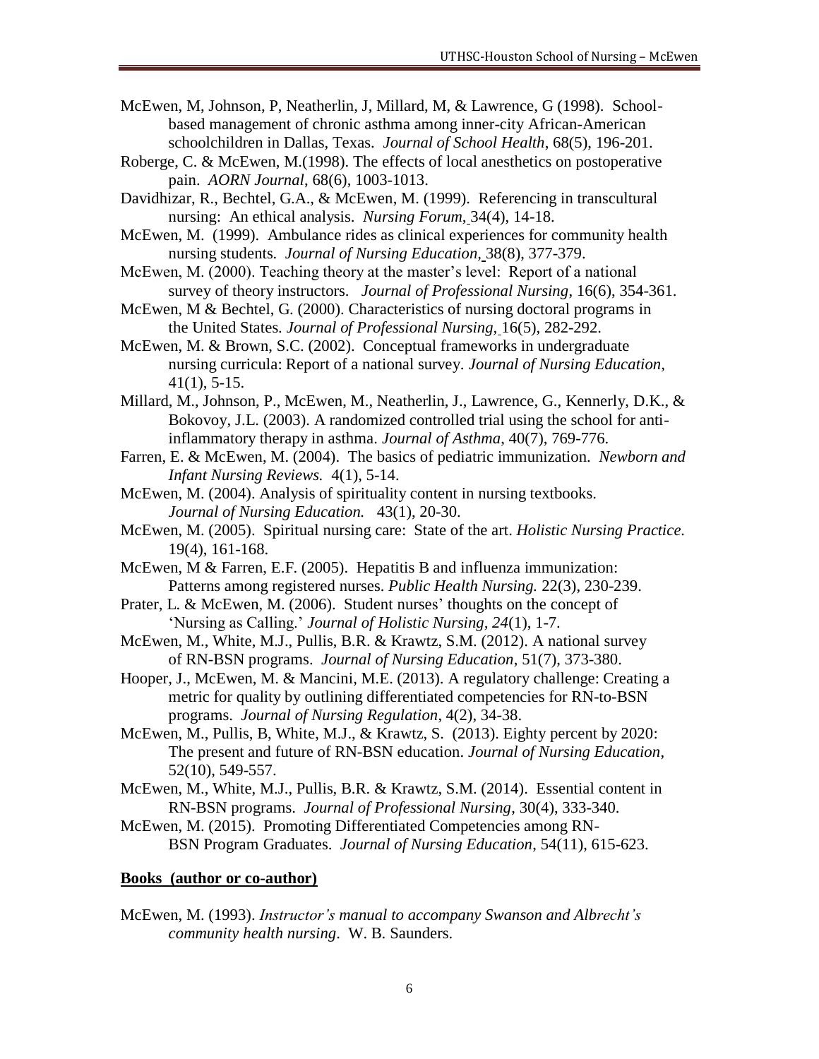McEwen, M, Johnson, P, Neatherlin, J, Millard, M, & Lawrence, G (1998). School-based management of chronic asthma among inner-city African-American schoolchildren in Dallas, Texas. *Journal of School Health*, 68(5), 196-201.

Roberge, C. & McEwen, M.(1998). The effects of local anesthetics on postoperative pain. *AORN Journal*, 68(6), 1003-1013.

Davidhizar, R., Bechtel, G.A., & McEwen, M. (1999). Referencing in transcultural nursing: An ethical analysis. *Nursing Forum,* 34(4), 14-18.

McEwen, M. (1999). Ambulance rides as clinical experiences for community health nursing students. *Journal of Nursing Education,* 38(8), 377-379.

McEwen, M. (2000). Teaching theory at the master's level: Report of a national survey of theory instructors. *Journal of Professional Nursing*, 16(6), 354-361.

McEwen, M & Bechtel, G. (2000). Characteristics of nursing doctoral programs in the United States. *Journal of Professional Nursing,* 16(5), 282-292.

McEwen, M. & Brown, S.C. (2002). Conceptual frameworks in undergraduate nursing curricula: Report of a national survey. *Journal of Nursing Education*, 41(1), 5-15.

Millard, M., Johnson, P., McEwen, M., Neatherlin, J., Lawrence, G., Kennerly, D.K., & Bokovoy, J.L. (2003). A randomized controlled trial using the school for anti-inflammatory therapy in asthma. *Journal of Asthma*, 40(7), 769-776.

Farren, E. & McEwen, M. (2004). The basics of pediatric immunization. *Newborn and Infant Nursing Reviews.* 4(1), 5-14.

McEwen, M. (2004). Analysis of spirituality content in nursing textbooks. *Journal of Nursing Education.* 43(1), 20-30.

McEwen, M. (2005). Spiritual nursing care: State of the art. *Holistic Nursing Practice.* 19(4), 161-168.

McEwen, M & Farren, E.F. (2005). Hepatitis B and influenza immunization: Patterns among registered nurses. *Public Health Nursing.* 22(3), 230-239.

Prater, L. & McEwen, M. (2006). Student nurses' thoughts on the concept of 'Nursing as Calling.' *Journal of Holistic Nursing*, *24*(1), 1-7.

McEwen, M., White, M.J., Pullis, B.R. & Krawtz, S.M. (2012). A national survey of RN-BSN programs. *Journal of Nursing Education*, 51(7), 373-380.

Hooper, J., McEwen, M. & Mancini, M.E. (2013). A regulatory challenge: Creating a metric for quality by outlining differentiated competencies for RN-to-BSN programs. *Journal of Nursing Regulation*, 4(2), 34-38.

McEwen, M., Pullis, B, White, M.J., & Krawtz, S. (2013). Eighty percent by 2020: The present and future of RN-BSN education. *Journal of Nursing Education*, 52(10), 549-557.

McEwen, M., White, M.J., Pullis, B.R. & Krawtz, S.M. (2014). Essential content in RN-BSN programs. *Journal of Professional Nursing*, 30(4), 333-340.

McEwen, M. (2015). Promoting Differentiated Competencies among RN-BSN Program Graduates. *Journal of Nursing Education*, 54(11), 615-623.

**Books (author or co-author)**

McEwen, M. (1993). *Instructor's manual to accompany Swanson and Albrecht's community health nursing*. W. B. Saunders.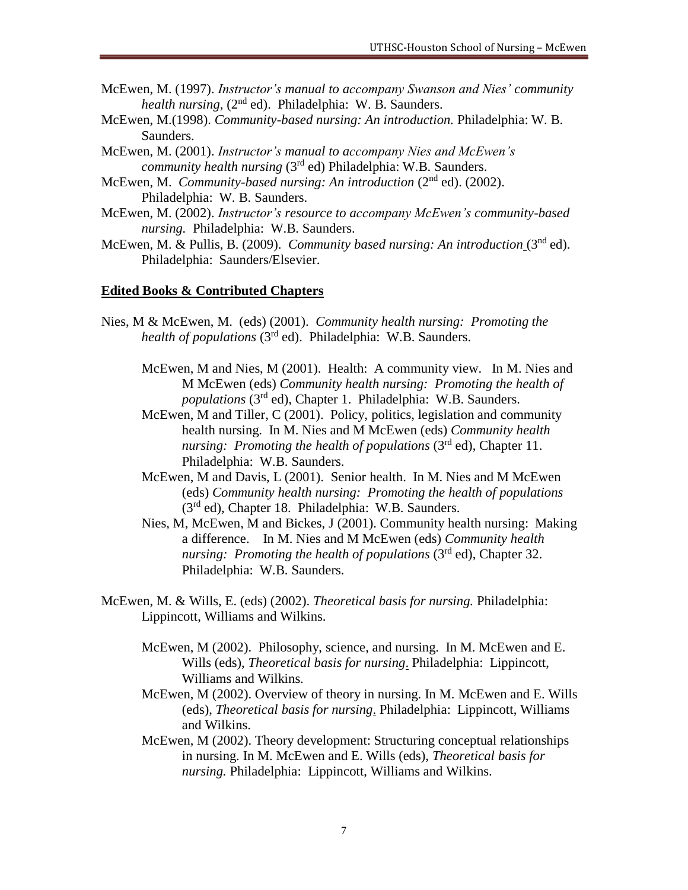McEwen, M. (1997). *Instructor's manual to accompany Swanson and Nies' community health nursing*, (2nd ed). Philadelphia: W. B. Saunders.

McEwen, M.(1998). *Community-based nursing: An introduction.* Philadelphia: W. B. Saunders.

McEwen, M. (2001). *Instructor's manual to accompany Nies and McEwen's community health nursing* (3rd ed) Philadelphia: W.B. Saunders.

McEwen, M. *Community-based nursing: An introduction* (2nd ed). (2002). Philadelphia: W. B. Saunders.

McEwen, M. (2002). *Instructor's resource to accompany McEwen's community-based nursing.* Philadelphia: W.B. Saunders.

McEwen, M. & Pullis, B. (2009). *Community based nursing: An introduction* (3rd ed). Philadelphia: Saunders/Elsevier.

**Edited Books & Contributed Chapters**

Nies, M & McEwen, M. (eds) (2001). *Community health nursing: Promoting the health of populations* (3rd ed). Philadelphia: W.B. Saunders.

> McEwen, M and Nies, M (2001). Health: A community view. In M. Nies and M McEwen (eds) *Community health nursing: Promoting the health of populations* (3rd ed), Chapter 1. Philadelphia: W.B. Saunders.
>
> McEwen, M and Tiller, C (2001). Policy, politics, legislation and community health nursing. In M. Nies and M McEwen (eds) *Community health nursing: Promoting the health of populations* (3rd ed), Chapter 11. Philadelphia: W.B. Saunders.
>
> McEwen, M and Davis, L (2001). Senior health. In M. Nies and M McEwen (eds) *Community health nursing: Promoting the health of populations* (3rd ed), Chapter 18. Philadelphia: W.B. Saunders.
>
> Nies, M, McEwen, M and Bickes, J (2001). Community health nursing: Making a difference. In M. Nies and M McEwen (eds) *Community health nursing: Promoting the health of populations* (3rd ed), Chapter 32. Philadelphia: W.B. Saunders.

McEwen, M. & Wills, E. (eds) (2002). *Theoretical basis for nursing.* Philadelphia: Lippincott, Williams and Wilkins.

> McEwen, M (2002). Philosophy, science, and nursing. In M. McEwen and E. Wills (eds), *Theoretical basis for nursing*. Philadelphia: Lippincott, Williams and Wilkins.
>
> McEwen, M (2002). Overview of theory in nursing. In M. McEwen and E. Wills (eds), *Theoretical basis for nursing*. Philadelphia: Lippincott, Williams and Wilkins.
>
> McEwen, M (2002). Theory development: Structuring conceptual relationships in nursing. In M. McEwen and E. Wills (eds), *Theoretical basis for nursing.* Philadelphia: Lippincott, Williams and Wilkins.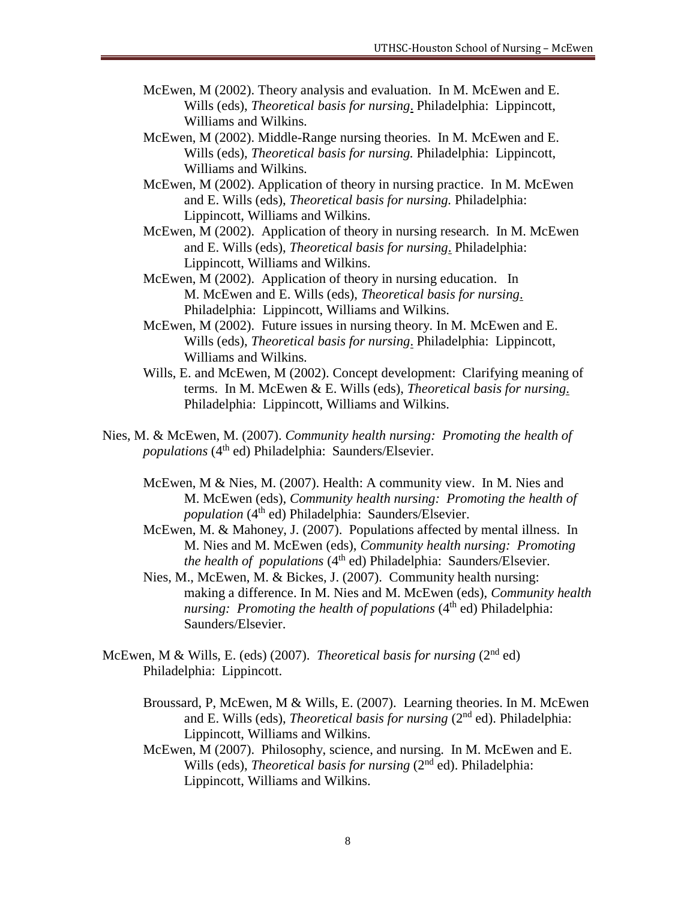McEwen, M (2002). Theory analysis and evaluation. In M. McEwen and E. Wills (eds), *Theoretical basis for nursing*. Philadelphia: Lippincott, Williams and Wilkins.

McEwen, M (2002). Middle-Range nursing theories. In M. McEwen and E. Wills (eds), *Theoretical basis for nursing.* Philadelphia: Lippincott, Williams and Wilkins.

McEwen, M (2002). Application of theory in nursing practice. In M. McEwen and E. Wills (eds), *Theoretical basis for nursing.* Philadelphia: Lippincott, Williams and Wilkins.

McEwen, M (2002). Application of theory in nursing research. In M. McEwen and E. Wills (eds), *Theoretical basis for nursing*. Philadelphia: Lippincott, Williams and Wilkins.

McEwen, M (2002). Application of theory in nursing education. In M. McEwen and E. Wills (eds), *Theoretical basis for nursing*. Philadelphia: Lippincott, Williams and Wilkins.

McEwen, M (2002). Future issues in nursing theory. In M. McEwen and E. Wills (eds), *Theoretical basis for nursing*. Philadelphia: Lippincott, Williams and Wilkins.

Wills, E. and McEwen, M (2002). Concept development: Clarifying meaning of terms. In M. McEwen & E. Wills (eds), *Theoretical basis for nursing*. Philadelphia: Lippincott, Williams and Wilkins.

Nies, M. & McEwen, M. (2007). *Community health nursing: Promoting the health of populations* (4th ed) Philadelphia: Saunders/Elsevier.

McEwen, M & Nies, M. (2007). Health: A community view. In M. Nies and M. McEwen (eds), *Community health nursing: Promoting the health of population* (4th ed) Philadelphia: Saunders/Elsevier.

McEwen, M. & Mahoney, J. (2007). Populations affected by mental illness. In M. Nies and M. McEwen (eds), *Community health nursing: Promoting the health of populations* (4th ed) Philadelphia: Saunders/Elsevier.

Nies, M., McEwen, M. & Bickes, J. (2007). Community health nursing: making a difference. In M. Nies and M. McEwen (eds), *Community health nursing: Promoting the health of populations* (4th ed) Philadelphia: Saunders/Elsevier.

McEwen, M & Wills, E. (eds) (2007). *Theoretical basis for nursing* (2nd ed) Philadelphia: Lippincott.

Broussard, P, McEwen, M & Wills, E. (2007). Learning theories. In M. McEwen and E. Wills (eds), *Theoretical basis for nursing* (2nd ed). Philadelphia: Lippincott, Williams and Wilkins.

McEwen, M (2007). Philosophy, science, and nursing. In M. McEwen and E. Wills (eds), *Theoretical basis for nursing* (2nd ed). Philadelphia: Lippincott, Williams and Wilkins.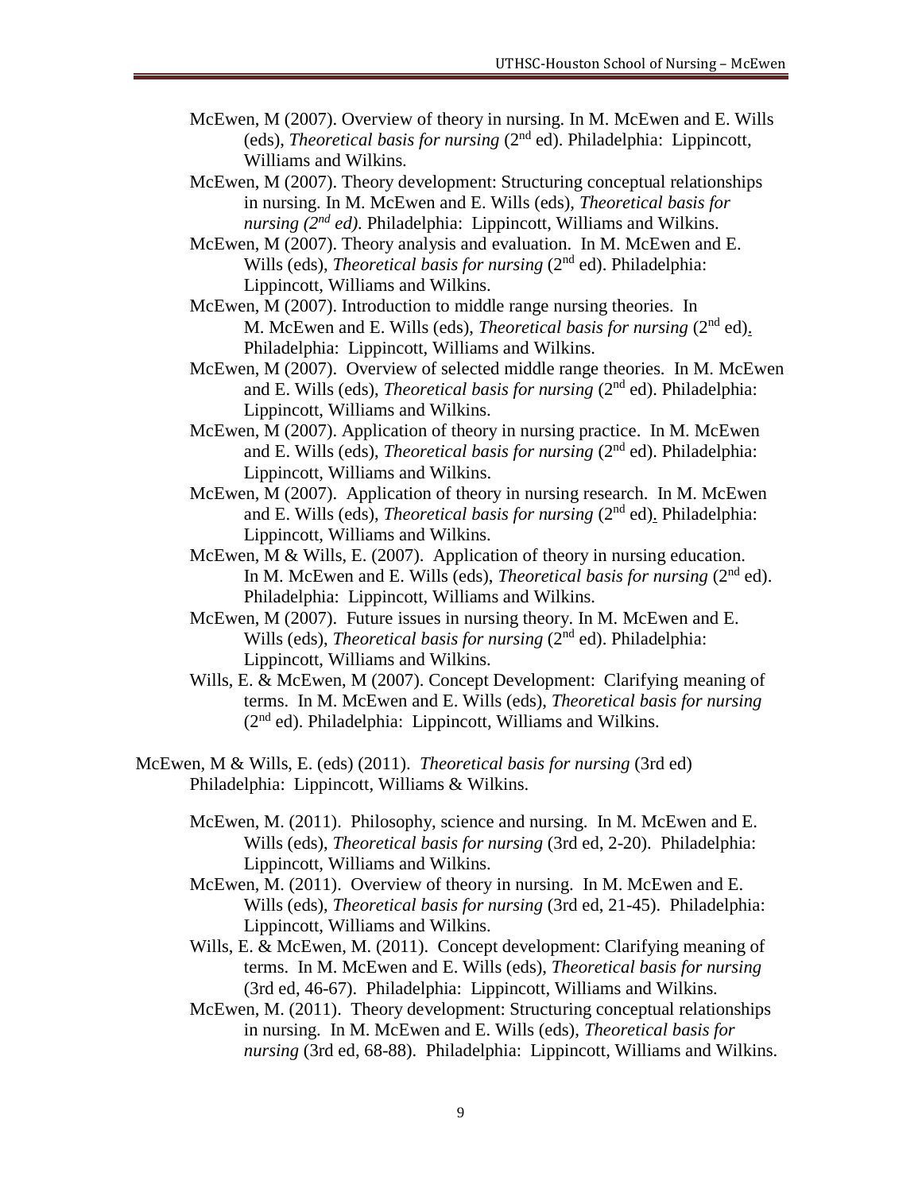McEwen, M (2007). Overview of theory in nursing. In M. McEwen and E. Wills (eds), *Theoretical basis for nursing* (2nd ed). Philadelphia: Lippincott, Williams and Wilkins.

McEwen, M (2007). Theory development: Structuring conceptual relationships in nursing. In M. McEwen and E. Wills (eds), *Theoretical basis for nursing (2nd ed)*. Philadelphia: Lippincott, Williams and Wilkins.

McEwen, M (2007). Theory analysis and evaluation. In M. McEwen and E. Wills (eds), *Theoretical basis for nursing* (2nd ed). Philadelphia: Lippincott, Williams and Wilkins.

McEwen, M (2007). Introduction to middle range nursing theories. In M. McEwen and E. Wills (eds), *Theoretical basis for nursing* (2nd ed). Philadelphia: Lippincott, Williams and Wilkins.

McEwen, M (2007). Overview of selected middle range theories. In M. McEwen and E. Wills (eds), *Theoretical basis for nursing* (2nd ed). Philadelphia: Lippincott, Williams and Wilkins.

McEwen, M (2007). Application of theory in nursing practice. In M. McEwen and E. Wills (eds), *Theoretical basis for nursing* (2nd ed). Philadelphia: Lippincott, Williams and Wilkins.

McEwen, M (2007). Application of theory in nursing research. In M. McEwen and E. Wills (eds), *Theoretical basis for nursing* (2nd ed). Philadelphia: Lippincott, Williams and Wilkins.

McEwen, M & Wills, E. (2007). Application of theory in nursing education. In M. McEwen and E. Wills (eds), *Theoretical basis for nursing* (2nd ed). Philadelphia: Lippincott, Williams and Wilkins.

McEwen, M (2007). Future issues in nursing theory. In M. McEwen and E. Wills (eds), *Theoretical basis for nursing* (2nd ed). Philadelphia: Lippincott, Williams and Wilkins.

Wills, E. & McEwen, M (2007). Concept Development: Clarifying meaning of terms. In M. McEwen and E. Wills (eds), *Theoretical basis for nursing* (2nd ed). Philadelphia: Lippincott, Williams and Wilkins.

McEwen, M & Wills, E. (eds) (2011). *Theoretical basis for nursing* (3rd ed) Philadelphia: Lippincott, Williams & Wilkins.

McEwen, M. (2011). Philosophy, science and nursing. In M. McEwen and E. Wills (eds), *Theoretical basis for nursing* (3rd ed, 2-20). Philadelphia: Lippincott, Williams and Wilkins.

McEwen, M. (2011). Overview of theory in nursing. In M. McEwen and E. Wills (eds), *Theoretical basis for nursing* (3rd ed, 21-45). Philadelphia: Lippincott, Williams and Wilkins.

Wills, E. & McEwen, M. (2011). Concept development: Clarifying meaning of terms. In M. McEwen and E. Wills (eds), *Theoretical basis for nursing* (3rd ed, 46-67). Philadelphia: Lippincott, Williams and Wilkins.

McEwen, M. (2011). Theory development: Structuring conceptual relationships in nursing. In M. McEwen and E. Wills (eds), *Theoretical basis for nursing* (3rd ed, 68-88). Philadelphia: Lippincott, Williams and Wilkins.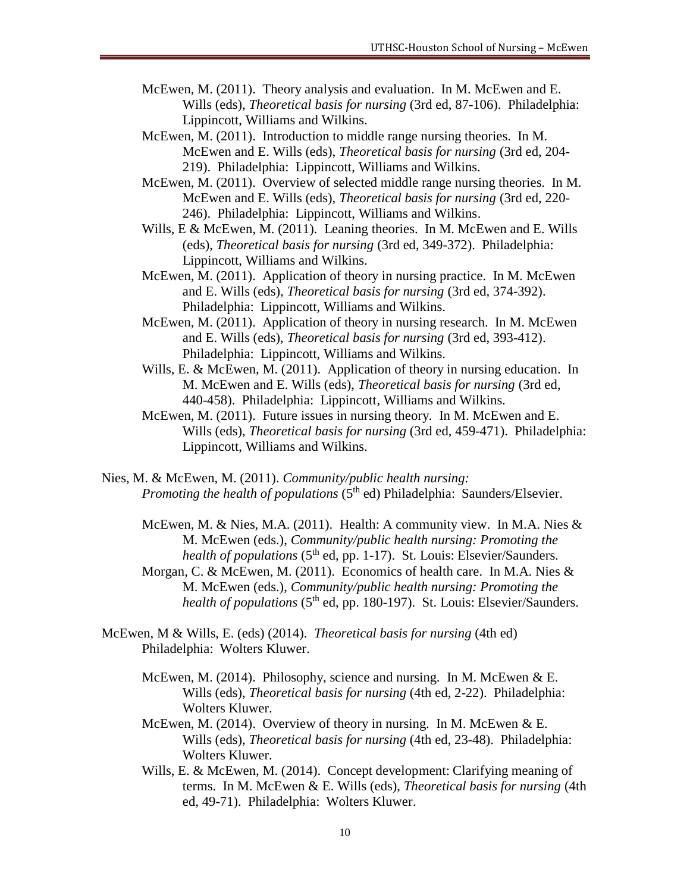McEwen, M. (2011). Theory analysis and evaluation. In M. McEwen and E. Wills (eds), *Theoretical basis for nursing* (3rd ed, 87-106). Philadelphia: Lippincott, Williams and Wilkins.

McEwen, M. (2011). Introduction to middle range nursing theories. In M. McEwen and E. Wills (eds), *Theoretical basis for nursing* (3rd ed, 204-219). Philadelphia: Lippincott, Williams and Wilkins.

McEwen, M. (2011). Overview of selected middle range nursing theories. In M. McEwen and E. Wills (eds), *Theoretical basis for nursing* (3rd ed, 220-246). Philadelphia: Lippincott, Williams and Wilkins.

Wills, E & McEwen, M. (2011). Leaning theories. In M. McEwen and E. Wills (eds), *Theoretical basis for nursing* (3rd ed, 349-372). Philadelphia: Lippincott, Williams and Wilkins.

McEwen, M. (2011). Application of theory in nursing practice. In M. McEwen and E. Wills (eds), *Theoretical basis for nursing* (3rd ed, 374-392). Philadelphia: Lippincott, Williams and Wilkins.

McEwen, M. (2011). Application of theory in nursing research. In M. McEwen and E. Wills (eds), *Theoretical basis for nursing* (3rd ed, 393-412). Philadelphia: Lippincott, Williams and Wilkins.

Wills, E. & McEwen, M. (2011). Application of theory in nursing education. In M. McEwen and E. Wills (eds), *Theoretical basis for nursing* (3rd ed, 440-458). Philadelphia: Lippincott, Williams and Wilkins.

McEwen, M. (2011). Future issues in nursing theory. In M. McEwen and E. Wills (eds), *Theoretical basis for nursing* (3rd ed, 459-471). Philadelphia: Lippincott, Williams and Wilkins.

Nies, M. & McEwen, M. (2011). *Community/public health nursing: Promoting the health of populations* (5th ed) Philadelphia: Saunders/Elsevier.

McEwen, M. & Nies, M.A. (2011). Health: A community view. In M.A. Nies & M. McEwen (eds.), *Community/public health nursing: Promoting the health of populations* (5th ed, pp. 1-17). St. Louis: Elsevier/Saunders.

Morgan, C. & McEwen, M. (2011). Economics of health care. In M.A. Nies & M. McEwen (eds.), *Community/public health nursing: Promoting the health of populations* (5th ed, pp. 180-197). St. Louis: Elsevier/Saunders.

McEwen, M & Wills, E. (eds) (2014). *Theoretical basis for nursing* (4th ed) Philadelphia: Wolters Kluwer.

McEwen, M. (2014). Philosophy, science and nursing. In M. McEwen & E. Wills (eds), *Theoretical basis for nursing* (4th ed, 2-22). Philadelphia: Wolters Kluwer.

McEwen, M. (2014). Overview of theory in nursing. In M. McEwen & E. Wills (eds), *Theoretical basis for nursing* (4th ed, 23-48). Philadelphia: Wolters Kluwer.

Wills, E. & McEwen, M. (2014). Concept development: Clarifying meaning of terms. In M. McEwen & E. Wills (eds), *Theoretical basis for nursing* (4th ed, 49-71). Philadelphia: Wolters Kluwer.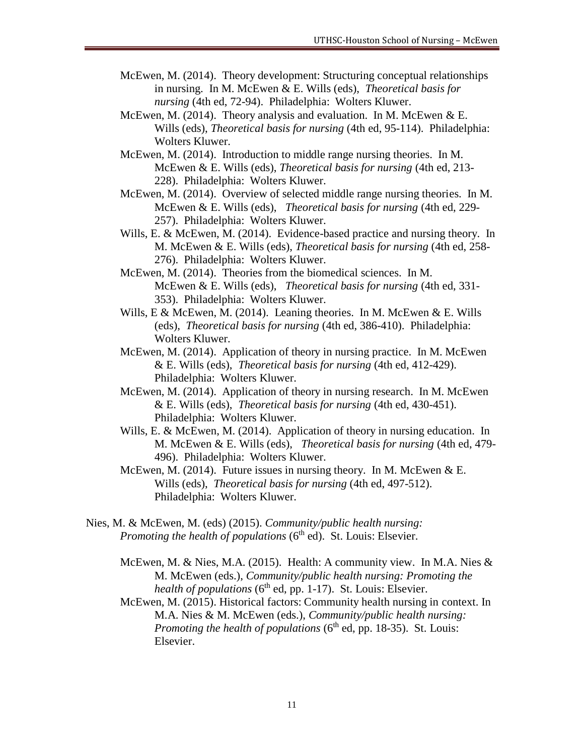McEwen, M. (2014). Theory development: Structuring conceptual relationships in nursing. In M. McEwen & E. Wills (eds), *Theoretical basis for nursing* (4th ed, 72-94). Philadelphia: Wolters Kluwer.

McEwen, M. (2014). Theory analysis and evaluation. In M. McEwen & E. Wills (eds), *Theoretical basis for nursing* (4th ed, 95-114). Philadelphia: Wolters Kluwer.

McEwen, M. (2014). Introduction to middle range nursing theories. In M. McEwen & E. Wills (eds), *Theoretical basis for nursing* (4th ed, 213-228). Philadelphia: Wolters Kluwer.

McEwen, M. (2014). Overview of selected middle range nursing theories. In M. McEwen & E. Wills (eds), *Theoretical basis for nursing* (4th ed, 229-257). Philadelphia: Wolters Kluwer.

Wills, E. & McEwen, M. (2014). Evidence-based practice and nursing theory. In M. McEwen & E. Wills (eds), *Theoretical basis for nursing* (4th ed, 258-276). Philadelphia: Wolters Kluwer.

McEwen, M. (2014). Theories from the biomedical sciences. In M. McEwen & E. Wills (eds), *Theoretical basis for nursing* (4th ed, 331-353). Philadelphia: Wolters Kluwer.

Wills, E & McEwen, M. (2014). Leaning theories. In M. McEwen & E. Wills (eds), *Theoretical basis for nursing* (4th ed, 386-410). Philadelphia: Wolters Kluwer.

McEwen, M. (2014). Application of theory in nursing practice. In M. McEwen & E. Wills (eds), *Theoretical basis for nursing* (4th ed, 412-429). Philadelphia: Wolters Kluwer.

McEwen, M. (2014). Application of theory in nursing research. In M. McEwen & E. Wills (eds), *Theoretical basis for nursing* (4th ed, 430-451). Philadelphia: Wolters Kluwer.

Wills, E. & McEwen, M. (2014). Application of theory in nursing education. In M. McEwen & E. Wills (eds), *Theoretical basis for nursing* (4th ed, 479-496). Philadelphia: Wolters Kluwer.

McEwen, M. (2014). Future issues in nursing theory. In M. McEwen & E. Wills (eds), *Theoretical basis for nursing* (4th ed, 497-512). Philadelphia: Wolters Kluwer.

Nies, M. & McEwen, M. (eds) (2015). *Community/public health nursing: Promoting the health of populations* (6th ed). St. Louis: Elsevier.

McEwen, M. & Nies, M.A. (2015). Health: A community view. In M.A. Nies & M. McEwen (eds.), *Community/public health nursing: Promoting the health of populations* (6th ed, pp. 1-17). St. Louis: Elsevier.

McEwen, M. (2015). Historical factors: Community health nursing in context. In M.A. Nies & M. McEwen (eds.), *Community/public health nursing: Promoting the health of populations* (6th ed, pp. 18-35). St. Louis: Elsevier.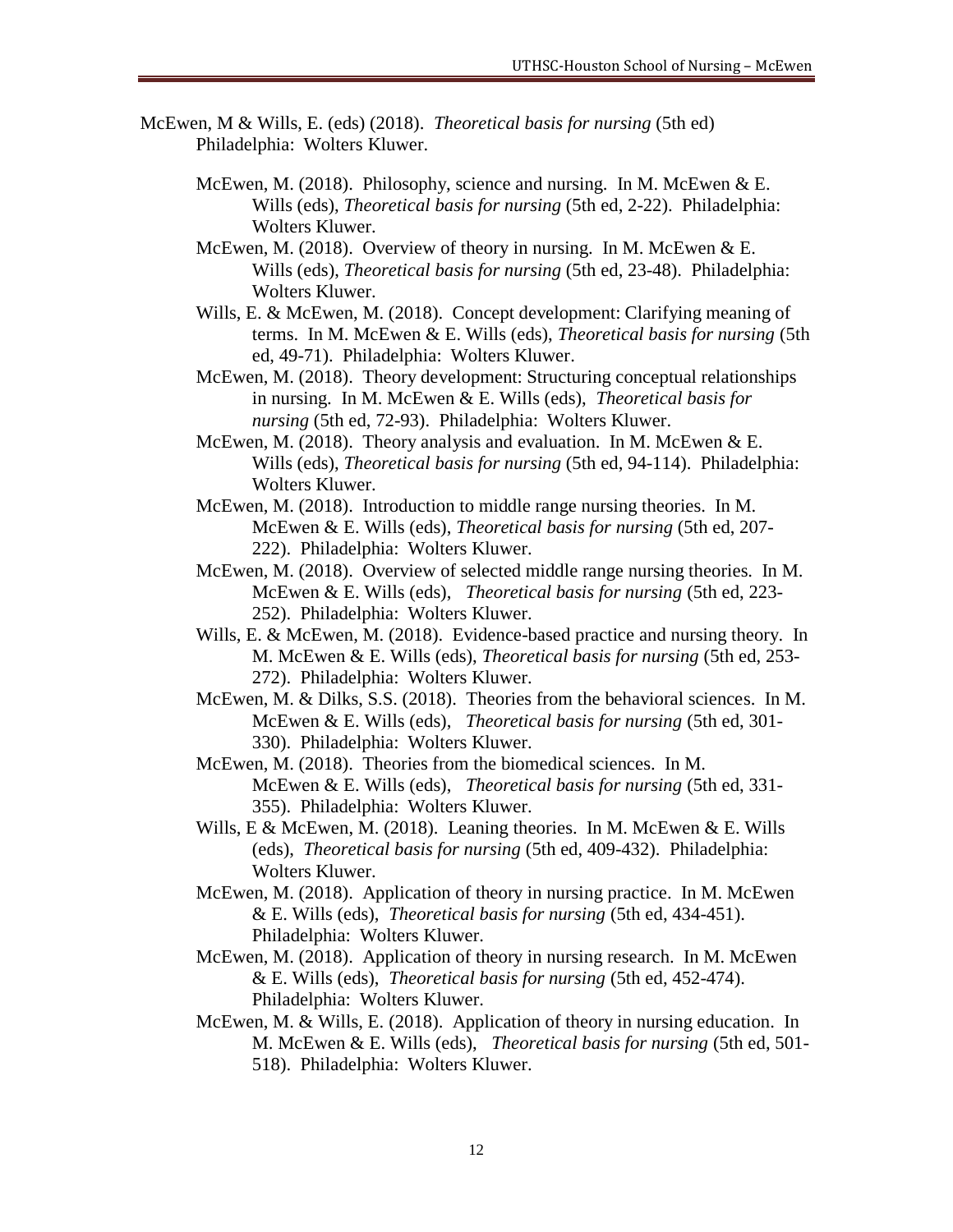McEwen, M & Wills, E. (eds) (2018). *Theoretical basis for nursing* (5th ed) Philadelphia: Wolters Kluwer.

- McEwen, M. (2018). Philosophy, science and nursing. In M. McEwen & E. Wills (eds), *Theoretical basis for nursing* (5th ed, 2-22). Philadelphia: Wolters Kluwer.
- McEwen, M. (2018). Overview of theory in nursing. In M. McEwen & E. Wills (eds), *Theoretical basis for nursing* (5th ed, 23-48). Philadelphia: Wolters Kluwer.
- Wills, E. & McEwen, M. (2018). Concept development: Clarifying meaning of terms. In M. McEwen & E. Wills (eds), *Theoretical basis for nursing* (5th ed, 49-71). Philadelphia: Wolters Kluwer.
- McEwen, M. (2018). Theory development: Structuring conceptual relationships in nursing. In M. McEwen & E. Wills (eds), *Theoretical basis for nursing* (5th ed, 72-93). Philadelphia: Wolters Kluwer.
- McEwen, M. (2018). Theory analysis and evaluation. In M. McEwen & E. Wills (eds), *Theoretical basis for nursing* (5th ed, 94-114). Philadelphia: Wolters Kluwer.
- McEwen, M. (2018). Introduction to middle range nursing theories. In M. McEwen & E. Wills (eds), *Theoretical basis for nursing* (5th ed, 207-222). Philadelphia: Wolters Kluwer.
- McEwen, M. (2018). Overview of selected middle range nursing theories. In M. McEwen & E. Wills (eds), *Theoretical basis for nursing* (5th ed, 223-252). Philadelphia: Wolters Kluwer.
- Wills, E. & McEwen, M. (2018). Evidence-based practice and nursing theory. In M. McEwen & E. Wills (eds), *Theoretical basis for nursing* (5th ed, 253-272). Philadelphia: Wolters Kluwer.
- McEwen, M. & Dilks, S.S. (2018). Theories from the behavioral sciences. In M. McEwen & E. Wills (eds), *Theoretical basis for nursing* (5th ed, 301-330). Philadelphia: Wolters Kluwer.
- McEwen, M. (2018). Theories from the biomedical sciences. In M. McEwen & E. Wills (eds), *Theoretical basis for nursing* (5th ed, 331-355). Philadelphia: Wolters Kluwer.
- Wills, E & McEwen, M. (2018). Leaning theories. In M. McEwen & E. Wills (eds), *Theoretical basis for nursing* (5th ed, 409-432). Philadelphia: Wolters Kluwer.
- McEwen, M. (2018). Application of theory in nursing practice. In M. McEwen & E. Wills (eds), *Theoretical basis for nursing* (5th ed, 434-451). Philadelphia: Wolters Kluwer.
- McEwen, M. (2018). Application of theory in nursing research. In M. McEwen & E. Wills (eds), *Theoretical basis for nursing* (5th ed, 452-474). Philadelphia: Wolters Kluwer.
- McEwen, M. & Wills, E. (2018). Application of theory in nursing education. In M. McEwen & E. Wills (eds), *Theoretical basis for nursing* (5th ed, 501-518). Philadelphia: Wolters Kluwer.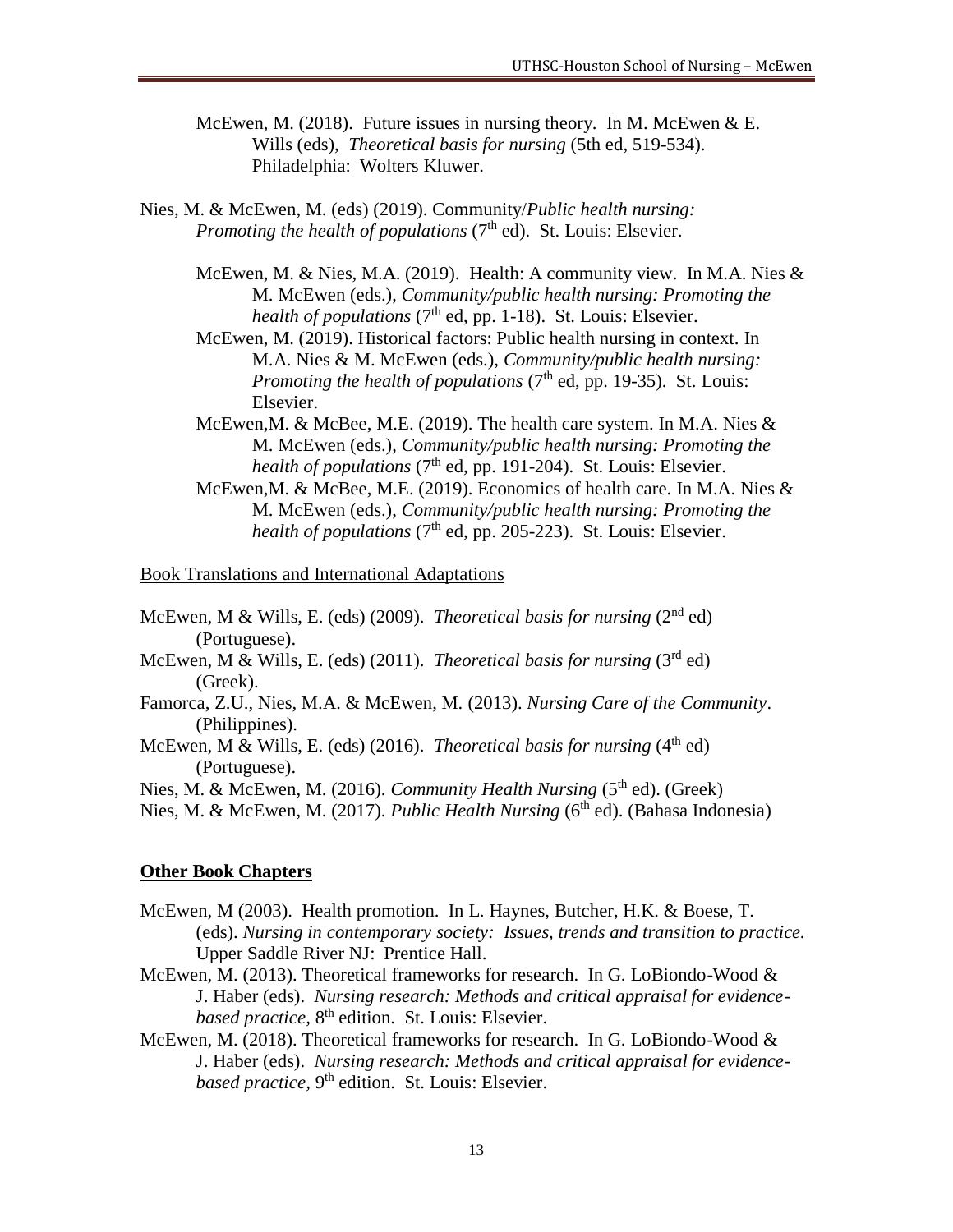McEwen, M. (2018). Future issues in nursing theory. In M. McEwen & E. Wills (eds), *Theoretical basis for nursing* (5th ed, 519-534). Philadelphia: Wolters Kluwer.

Nies, M. & McEwen, M. (eds) (2019). Community/*Public health nursing: Promoting the health of populations* (7th ed). St. Louis: Elsevier.

McEwen, M. & Nies, M.A. (2019). Health: A community view. In M.A. Nies & M. McEwen (eds.), *Community/public health nursing: Promoting the health of populations* (7th ed, pp. 1-18). St. Louis: Elsevier.

McEwen, M. (2019). Historical factors: Public health nursing in context. In M.A. Nies & M. McEwen (eds.), *Community/public health nursing: Promoting the health of populations* (7th ed, pp. 19-35). St. Louis: Elsevier.

McEwen,M. & McBee, M.E. (2019). The health care system. In M.A. Nies & M. McEwen (eds.), *Community/public health nursing: Promoting the health of populations* (7th ed, pp. 191-204). St. Louis: Elsevier.

McEwen,M. & McBee, M.E. (2019). Economics of health care. In M.A. Nies & M. McEwen (eds.), *Community/public health nursing: Promoting the health of populations* (7th ed, pp. 205-223). St. Louis: Elsevier.

<u>Book Translations and International Adaptations</u>

McEwen, M & Wills, E. (eds) (2009). *Theoretical basis for nursing* (2nd ed) (Portuguese).

McEwen, M & Wills, E. (eds) (2011). *Theoretical basis for nursing* (3rd ed) (Greek).

Famorca, Z.U., Nies, M.A. & McEwen, M. (2013). *Nursing Care of the Community*. (Philippines).

McEwen, M & Wills, E. (eds) (2016). *Theoretical basis for nursing* (4th ed) (Portuguese).

Nies, M. & McEwen, M. (2016). *Community Health Nursing* (5th ed). (Greek)

Nies, M. & McEwen, M. (2017). *Public Health Nursing* (6th ed). (Bahasa Indonesia)

## Other Book Chapters

McEwen, M (2003). Health promotion. In L. Haynes, Butcher, H.K. & Boese, T. (eds). *Nursing in contemporary society: Issues, trends and transition to practice.* Upper Saddle River NJ: Prentice Hall.

McEwen, M. (2013). Theoretical frameworks for research. In G. LoBiondo-Wood & J. Haber (eds). *Nursing research: Methods and critical appraisal for evidence-based practice*, 8th edition. St. Louis: Elsevier.

McEwen, M. (2018). Theoretical frameworks for research. In G. LoBiondo-Wood & J. Haber (eds). *Nursing research: Methods and critical appraisal for evidence-based practice*, 9th edition. St. Louis: Elsevier.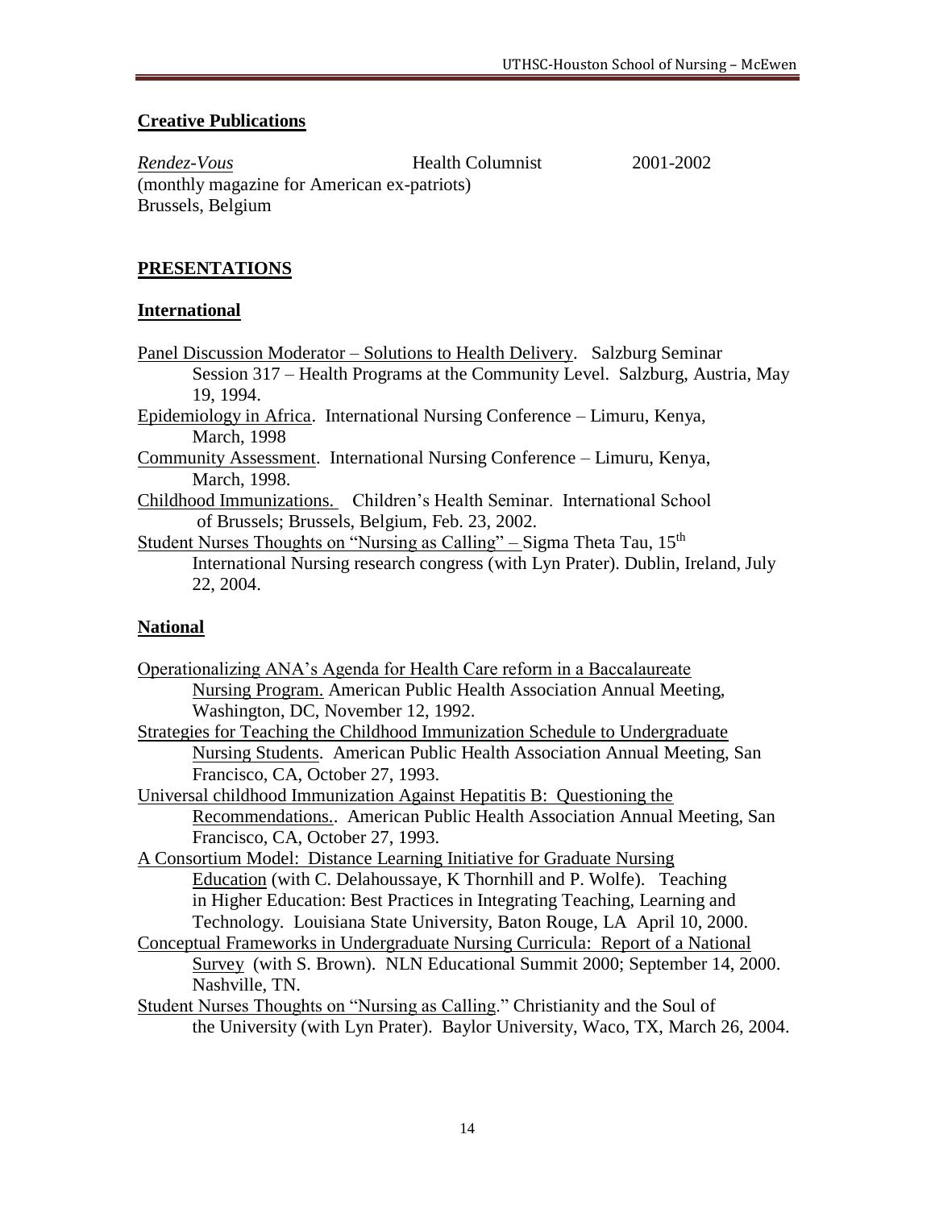## **Creative Publications**

*Rendez-Vous* Health Columnist 2001-2002
(monthly magazine for American ex-patriots)
Brussels, Belgium

## **PRESENTATIONS**

### **International**

Panel Discussion Moderator – Solutions to Health Delivery. Salzburg Seminar Session 317 – Health Programs at the Community Level. Salzburg, Austria, May 19, 1994.

Epidemiology in Africa. International Nursing Conference – Limuru, Kenya, March, 1998

Community Assessment. International Nursing Conference – Limuru, Kenya, March, 1998.

Childhood Immunizations. Children's Health Seminar. International School of Brussels; Brussels, Belgium, Feb. 23, 2002.

Student Nurses Thoughts on "Nursing as Calling" – Sigma Theta Tau, 15th International Nursing research congress (with Lyn Prater). Dublin, Ireland, July 22, 2004.

### **National**

Operationalizing ANA's Agenda for Health Care reform in a Baccalaureate Nursing Program. American Public Health Association Annual Meeting, Washington, DC, November 12, 1992.

Strategies for Teaching the Childhood Immunization Schedule to Undergraduate Nursing Students. American Public Health Association Annual Meeting, San Francisco, CA, October 27, 1993.

Universal childhood Immunization Against Hepatitis B: Questioning the Recommendations.. American Public Health Association Annual Meeting, San Francisco, CA, October 27, 1993.

A Consortium Model: Distance Learning Initiative for Graduate Nursing Education (with C. Delahoussaye, K Thornhill and P. Wolfe). Teaching in Higher Education: Best Practices in Integrating Teaching, Learning and Technology. Louisiana State University, Baton Rouge, LA April 10, 2000.

Conceptual Frameworks in Undergraduate Nursing Curricula: Report of a National Survey (with S. Brown). NLN Educational Summit 2000; September 14, 2000. Nashville, TN.

Student Nurses Thoughts on "Nursing as Calling." Christianity and the Soul of the University (with Lyn Prater). Baylor University, Waco, TX, March 26, 2004.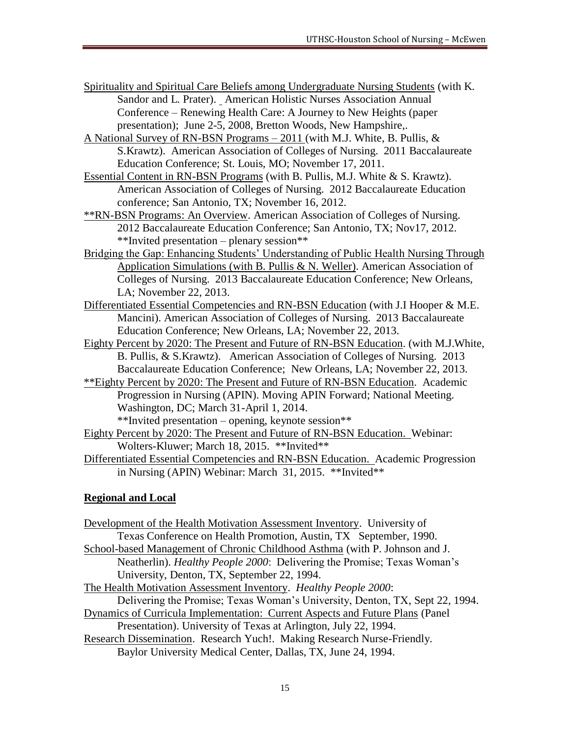Spirituality and Spiritual Care Beliefs among Undergraduate Nursing Students (with K. Sandor and L. Prater). American Holistic Nurses Association Annual Conference – Renewing Health Care: A Journey to New Heights (paper presentation); June 2-5, 2008, Bretton Woods, New Hampshire,.

A National Survey of RN-BSN Programs – 2011 (with M.J. White, B. Pullis, & S.Krawtz). American Association of Colleges of Nursing. 2011 Baccalaureate Education Conference; St. Louis, MO; November 17, 2011.

Essential Content in RN-BSN Programs (with B. Pullis, M.J. White & S. Krawtz). American Association of Colleges of Nursing. 2012 Baccalaureate Education conference; San Antonio, TX; November 16, 2012.

**RN-BSN Programs: An Overview. American Association of Colleges of Nursing. 2012 Baccalaureate Education Conference; San Antonio, TX; Nov17, 2012. **Invited presentation – plenary session**

Bridging the Gap: Enhancing Students' Understanding of Public Health Nursing Through Application Simulations (with B. Pullis & N. Weller). American Association of Colleges of Nursing. 2013 Baccalaureate Education Conference; New Orleans, LA; November 22, 2013.

Differentiated Essential Competencies and RN-BSN Education (with J.I Hooper & M.E. Mancini). American Association of Colleges of Nursing. 2013 Baccalaureate Education Conference; New Orleans, LA; November 22, 2013.

Eighty Percent by 2020: The Present and Future of RN-BSN Education. (with M.J.White, B. Pullis, & S.Krawtz). American Association of Colleges of Nursing. 2013 Baccalaureate Education Conference; New Orleans, LA; November 22, 2013.

**Eighty Percent by 2020: The Present and Future of RN-BSN Education. Academic Progression in Nursing (APIN). Moving APIN Forward; National Meeting. Washington, DC; March 31-April 1, 2014. **Invited presentation – opening, keynote session**

Eighty Percent by 2020: The Present and Future of RN-BSN Education. Webinar: Wolters-Kluwer; March 18, 2015. **Invited**

Differentiated Essential Competencies and RN-BSN Education. Academic Progression in Nursing (APIN) Webinar: March 31, 2015. **Invited**

**Regional and Local**

Development of the Health Motivation Assessment Inventory. University of Texas Conference on Health Promotion, Austin, TX September, 1990.

School-based Management of Chronic Childhood Asthma (with P. Johnson and J. Neatherlin). *Healthy People 2000*: Delivering the Promise; Texas Woman's University, Denton, TX, September 22, 1994.

The Health Motivation Assessment Inventory. *Healthy People 2000*: Delivering the Promise; Texas Woman's University, Denton, TX, Sept 22, 1994.

Dynamics of Curricula Implementation: Current Aspects and Future Plans (Panel Presentation). University of Texas at Arlington, July 22, 1994.

Research Dissemination. Research Yuch!. Making Research Nurse-Friendly. Baylor University Medical Center, Dallas, TX, June 24, 1994.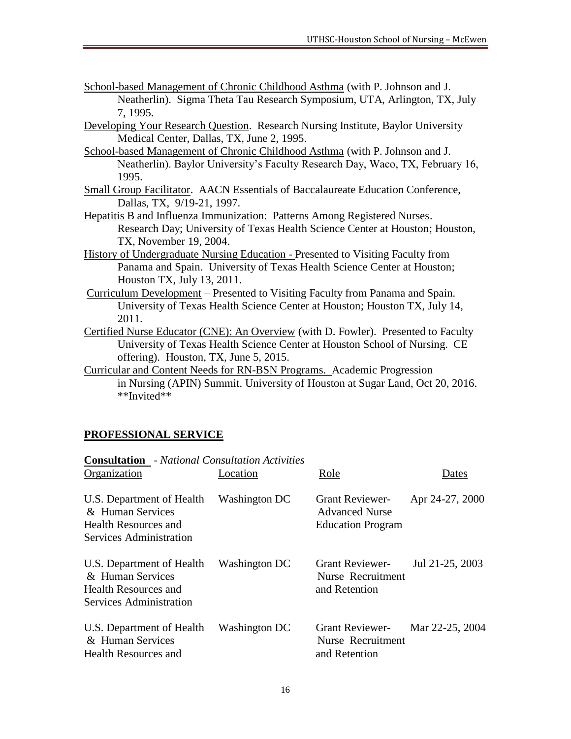<u>School-based Management of Chronic Childhood Asthma</u> (with P. Johnson and J. Neatherlin). Sigma Theta Tau Research Symposium, UTA, Arlington, TX, July 7, 1995.

<u>Developing Your Research Question</u>. Research Nursing Institute, Baylor University Medical Center, Dallas, TX, June 2, 1995.

<u>School-based Management of Chronic Childhood Asthma</u> (with P. Johnson and J. Neatherlin). Baylor University's Faculty Research Day, Waco, TX, February 16, 1995.

<u>Small Group Facilitator</u>. AACN Essentials of Baccalaureate Education Conference, Dallas, TX, 9/19-21, 1997.

<u>Hepatitis B and Influenza Immunization: Patterns Among Registered Nurses</u>. Research Day; University of Texas Health Science Center at Houston; Houston, TX, November 19, 2004.

<u>History of Undergraduate Nursing Education -</u> Presented to Visiting Faculty from Panama and Spain. University of Texas Health Science Center at Houston; Houston TX, July 13, 2011.

<u>Curriculum Development</u> – Presented to Visiting Faculty from Panama and Spain. University of Texas Health Science Center at Houston; Houston TX, July 14, 2011.

<u>Certified Nurse Educator (CNE): An Overview</u> (with D. Fowler). Presented to Faculty University of Texas Health Science Center at Houston School of Nursing. CE offering). Houston, TX, June 5, 2015.

<u>Curricular and Content Needs for RN-BSN Programs.</u> Academic Progression in Nursing (APIN) Summit. University of Houston at Sugar Land, Oct 20, 2016. **Invited**

## PROFESSIONAL SERVICE

**Consultation** - *National Consultation Activities*

| Organization | Location | Role | Dates |
|---|---|---|---|
| U.S. Department of Health & Human Services Health Resources and Services Administration | Washington DC | Grant Reviewer- Advanced Nurse Education Program | Apr 24-27, 2000 |
| U.S. Department of Health & Human Services Health Resources and Services Administration | Washington DC | Grant Reviewer- Nurse Recruitment and Retention | Jul 21-25, 2003 |
| U.S. Department of Health & Human Services Health Resources and | Washington DC | Grant Reviewer- Nurse Recruitment and Retention | Mar 22-25, 2004 |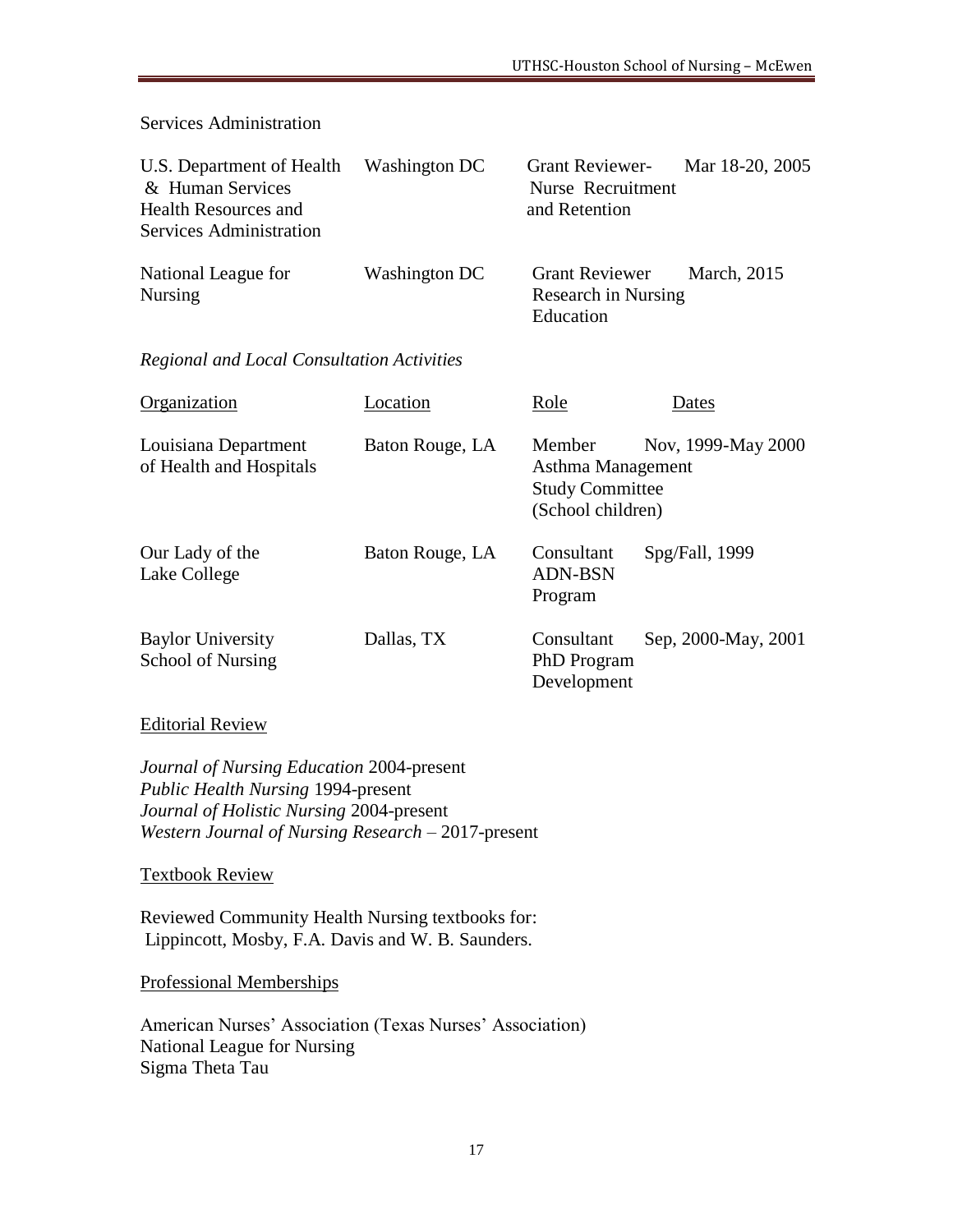Services Administration

| | | | |
|---|---|---|---|
| U.S. Department of Health & Human Services Health Resources and Services Administration | Washington DC | Grant Reviewer- Nurse Recruitment and Retention | Mar 18-20, 2005 |
| National League for Nursing | Washington DC | Grant Reviewer Research in Nursing Education | March, 2015 |

*Regional and Local Consultation Activities*

| Organization | Location | Role | Dates |
|---|---|---|---|
| Louisiana Department of Health and Hospitals | Baton Rouge, LA | Member Asthma Management Study Committee (School children) | Nov, 1999-May 2000 |
| Our Lady of the Lake College | Baton Rouge, LA | Consultant ADN-BSN Program | Spg/Fall, 1999 |
| Baylor University School of Nursing | Dallas, TX | Consultant PhD Program Development | Sep, 2000-May, 2001 |

Editorial Review

*Journal of Nursing Education* 2004-present
*Public Health Nursing* 1994-present
*Journal of Holistic Nursing* 2004-present
*Western Journal of Nursing Research* – 2017-present

Textbook Review

Reviewed Community Health Nursing textbooks for:
Lippincott, Mosby, F.A. Davis and W. B. Saunders.

Professional Memberships

American Nurses' Association (Texas Nurses' Association)
National League for Nursing
Sigma Theta Tau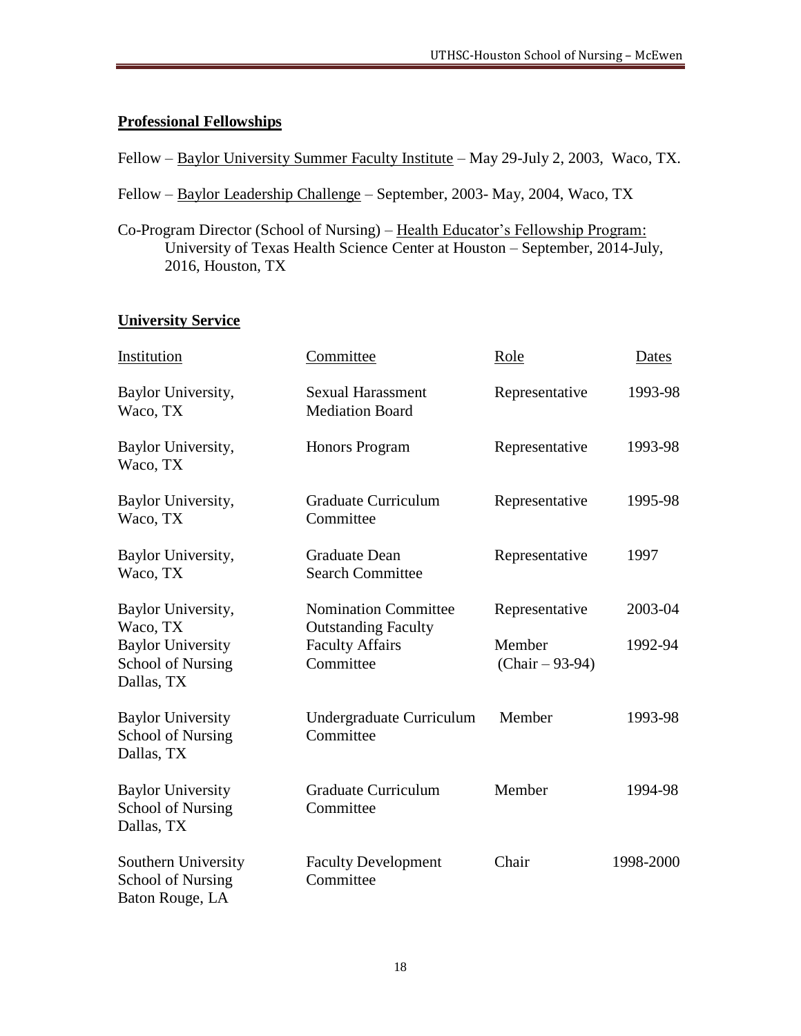## Professional Fellowships

Fellow – Baylor University Summer Faculty Institute – May 29-July 2, 2003, Waco, TX.

Fellow – Baylor Leadership Challenge – September, 2003- May, 2004, Waco, TX

Co-Program Director (School of Nursing) – Health Educator's Fellowship Program: University of Texas Health Science Center at Houston – September, 2014-July, 2016, Houston, TX

## University Service

| Institution | Committee | Role | Dates |
|---|---|---|---|
| Baylor University, Waco, TX | Sexual Harassment Mediation Board | Representative | 1993-98 |
| Baylor University, Waco, TX | Honors Program | Representative | 1993-98 |
| Baylor University, Waco, TX | Graduate Curriculum Committee | Representative | 1995-98 |
| Baylor University, Waco, TX | Graduate Dean Search Committee | Representative | 1997 |
| Baylor University, Waco, TX | Nomination Committee Outstanding Faculty | Representative | 2003-04 |
| Baylor University School of Nursing Dallas, TX | Faculty Affairs Committee | Member (Chair – 93-94) | 1992-94 |
| Baylor University School of Nursing Dallas, TX | Undergraduate Curriculum Committee | Member | 1993-98 |
| Baylor University School of Nursing Dallas, TX | Graduate Curriculum Committee | Member | 1994-98 |
| Southern University School of Nursing Baton Rouge, LA | Faculty Development Committee | Chair | 1998-2000 |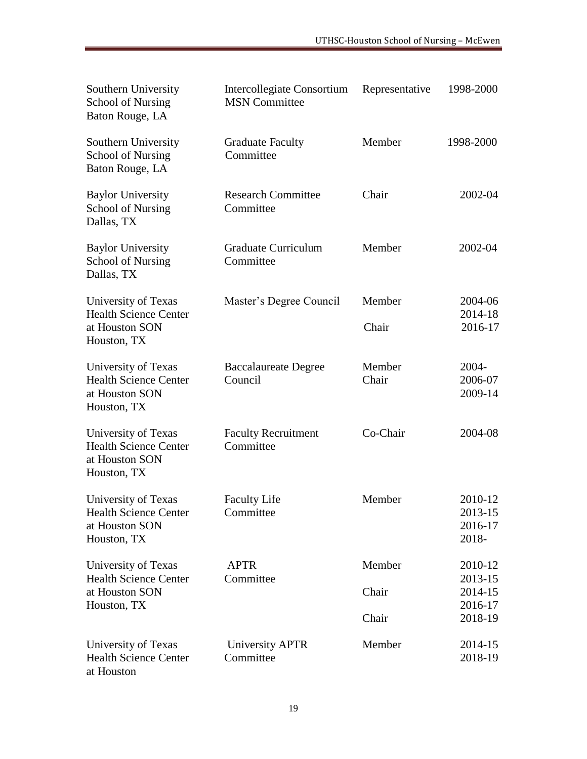| Institution | Committee | Role | Years |
|---|---|---|---|
| Southern University School of Nursing Baton Rouge, LA | Intercollegiate Consortium MSN Committee | Representative | 1998-2000 |
| Southern University School of Nursing Baton Rouge, LA | Graduate Faculty Committee | Member | 1998-2000 |
| Baylor University School of Nursing Dallas, TX | Research Committee Committee | Chair | 2002-04 |
| Baylor University School of Nursing Dallas, TX | Graduate Curriculum Committee | Member | 2002-04 |
| University of Texas Health Science Center at Houston SON Houston, TX | Master's Degree Council | Member<br><br>Chair | 2004-06<br>2014-18<br>2016-17 |
| University of Texas Health Science Center at Houston SON Houston, TX | Baccalaureate Degree Council | Member<br>Chair | 2004-<br>2006-07<br>2009-14 |
| University of Texas Health Science Center at Houston SON Houston, TX | Faculty Recruitment Committee | Co-Chair | 2004-08 |
| University of Texas Health Science Center at Houston SON Houston, TX | Faculty Life Committee | Member | 2010-12<br>2013-15<br>2016-17<br>2018- |
| University of Texas Health Science Center at Houston SON Houston, TX | APTR Committee | Member<br><br>Chair<br><br>Chair | 2010-12<br>2013-15<br>2014-15<br>2016-17<br>2018-19 |
| University of Texas Health Science Center at Houston | University APTR Committee | Member | 2014-15<br>2018-19 |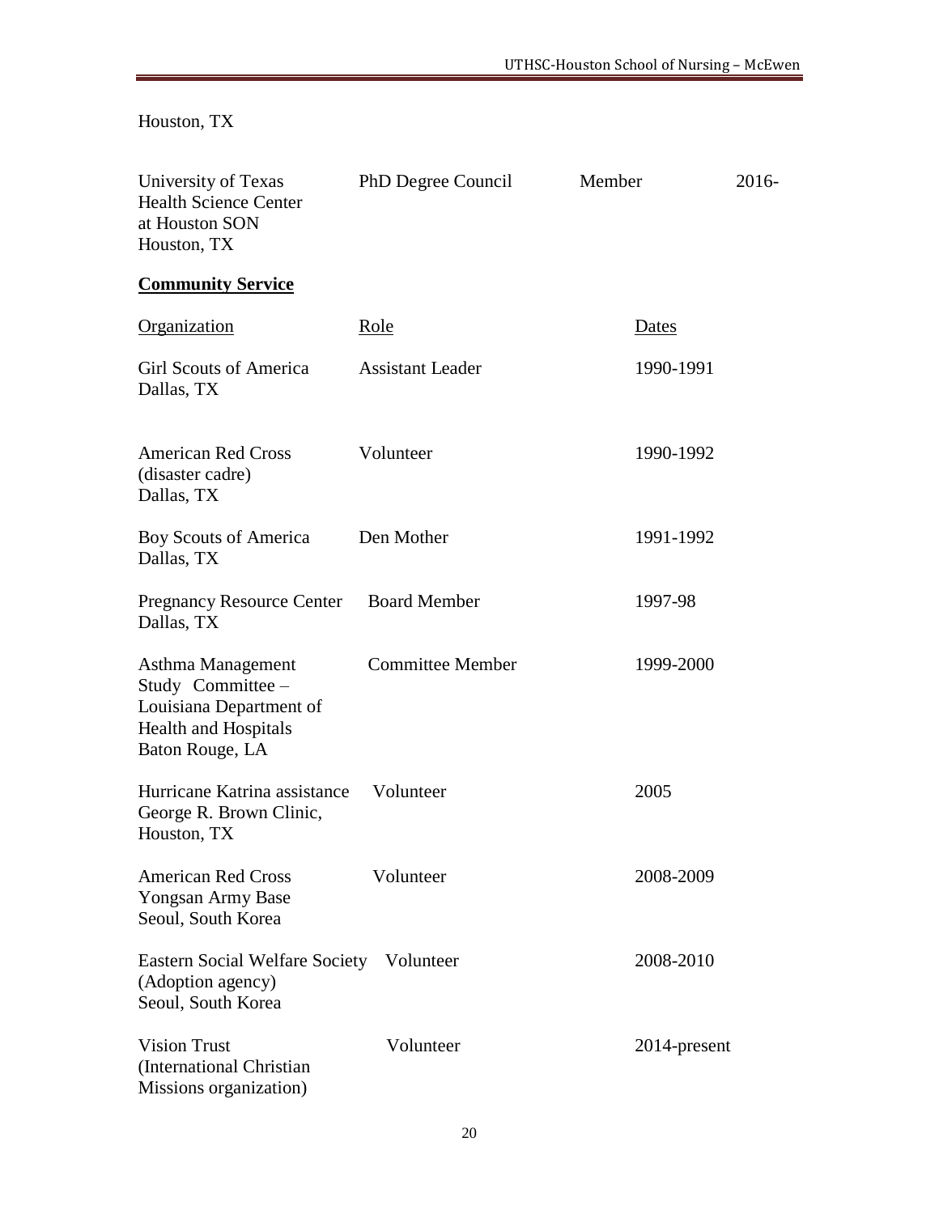Houston, TX

| | | | |
|---|---|---|---|
| University of Texas Health Science Center at Houston SON Houston, TX | PhD Degree Council | Member | 2016- |

**Community Service**

| Organization | Role | Dates |
|---|---|---|
| Girl Scouts of America Dallas, TX | Assistant Leader | 1990-1991 |
| American Red Cross (disaster cadre) Dallas, TX | Volunteer | 1990-1992 |
| Boy Scouts of America Dallas, TX | Den Mother | 1991-1992 |
| Pregnancy Resource Center Dallas, TX | Board Member | 1997-98 |
| Asthma Management Study Committee – Louisiana Department of Health and Hospitals Baton Rouge, LA | Committee Member | 1999-2000 |
| Hurricane Katrina assistance George R. Brown Clinic, Houston, TX | Volunteer | 2005 |
| American Red Cross Yongsan Army Base Seoul, South Korea | Volunteer | 2008-2009 |
| Eastern Social Welfare Society (Adoption agency) Seoul, South Korea | Volunteer | 2008-2010 |
| Vision Trust (International Christian Missions organization) | Volunteer | 2014-present |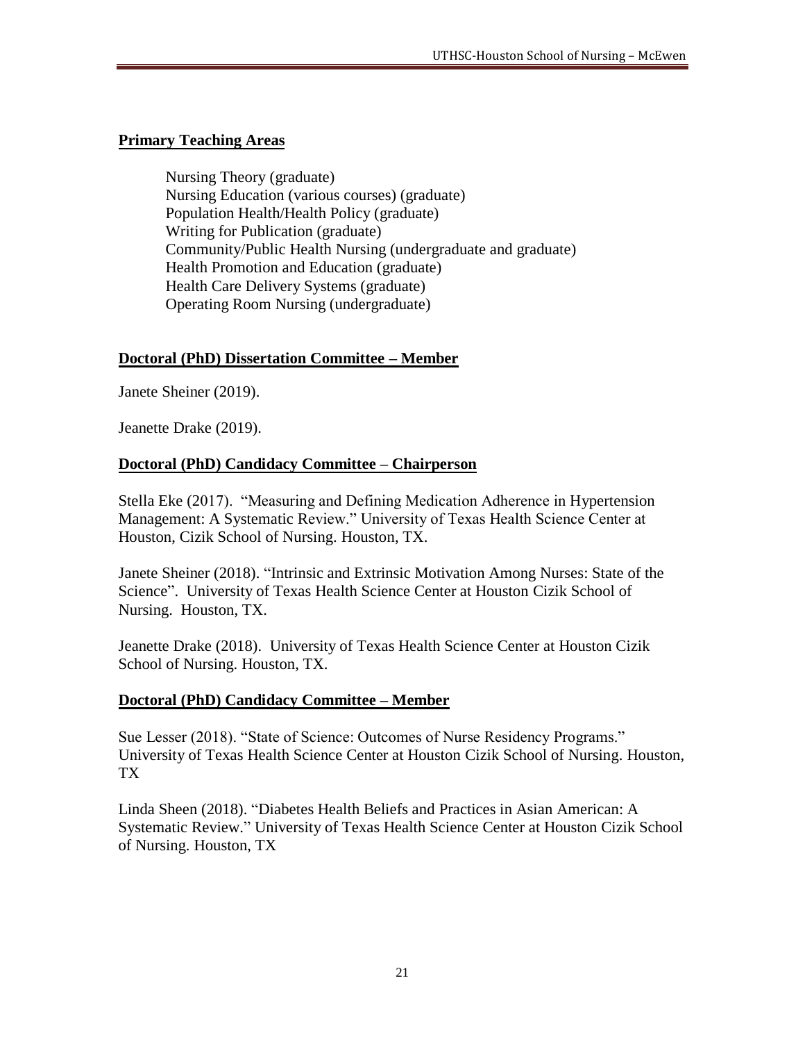## Primary Teaching Areas

Nursing Theory (graduate)
Nursing Education (various courses) (graduate)
Population Health/Health Policy (graduate)
Writing for Publication (graduate)
Community/Public Health Nursing (undergraduate and graduate)
Health Promotion and Education (graduate)
Health Care Delivery Systems (graduate)
Operating Room Nursing (undergraduate)

## Doctoral (PhD) Dissertation Committee – Member

Janete Sheiner (2019).

Jeanette Drake (2019).

## Doctoral (PhD) Candidacy Committee – Chairperson

Stella Eke (2017). "Measuring and Defining Medication Adherence in Hypertension Management: A Systematic Review." University of Texas Health Science Center at Houston, Cizik School of Nursing. Houston, TX.

Janete Sheiner (2018). "Intrinsic and Extrinsic Motivation Among Nurses: State of the Science". University of Texas Health Science Center at Houston Cizik School of Nursing. Houston, TX.

Jeanette Drake (2018). University of Texas Health Science Center at Houston Cizik School of Nursing. Houston, TX.

## Doctoral (PhD) Candidacy Committee – Member

Sue Lesser (2018). "State of Science: Outcomes of Nurse Residency Programs." University of Texas Health Science Center at Houston Cizik School of Nursing. Houston, TX

Linda Sheen (2018). "Diabetes Health Beliefs and Practices in Asian American: A Systematic Review." University of Texas Health Science Center at Houston Cizik School of Nursing. Houston, TX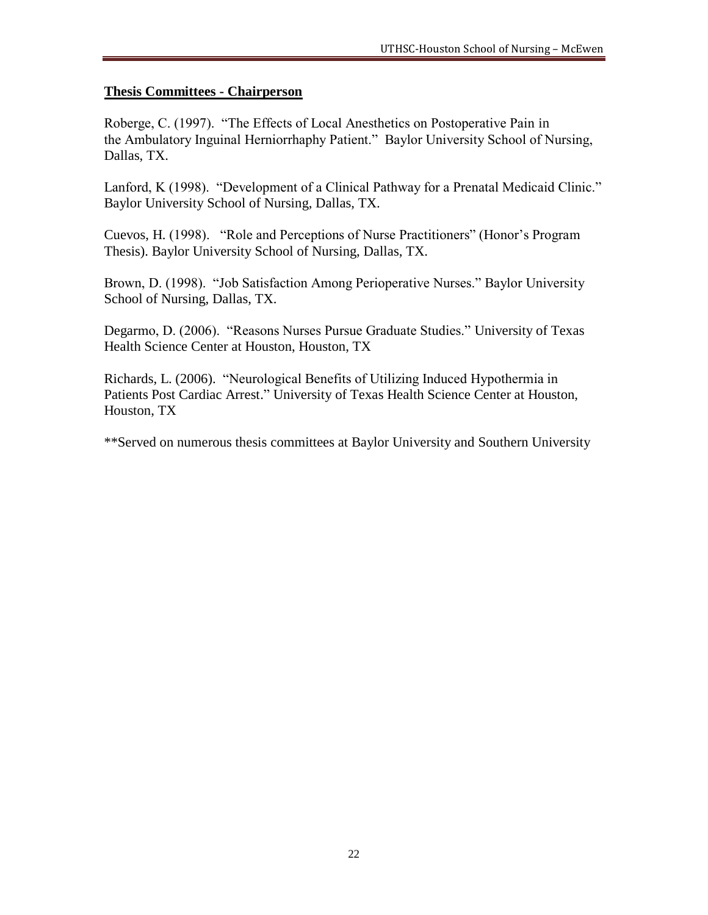## Thesis Committees - Chairperson

Roberge, C. (1997). "The Effects of Local Anesthetics on Postoperative Pain in the Ambulatory Inguinal Herniorrhaphy Patient." Baylor University School of Nursing, Dallas, TX.

Lanford, K (1998). "Development of a Clinical Pathway for a Prenatal Medicaid Clinic." Baylor University School of Nursing, Dallas, TX.

Cuevos, H. (1998). "Role and Perceptions of Nurse Practitioners" (Honor's Program Thesis). Baylor University School of Nursing, Dallas, TX.

Brown, D. (1998). "Job Satisfaction Among Perioperative Nurses." Baylor University School of Nursing, Dallas, TX.

Degarmo, D. (2006). "Reasons Nurses Pursue Graduate Studies." University of Texas Health Science Center at Houston, Houston, TX

Richards, L. (2006). "Neurological Benefits of Utilizing Induced Hypothermia in Patients Post Cardiac Arrest." University of Texas Health Science Center at Houston, Houston, TX

**Served on numerous thesis committees at Baylor University and Southern University